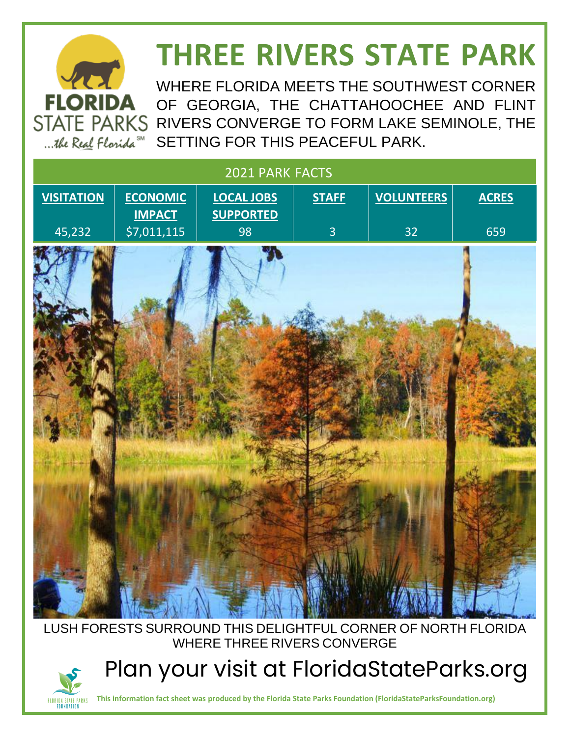# THREE RIVERS STATE PARK

WHERE FLORIDA MEETS THE SOUTHWEST CORNER OF GEORGIA, THE CHATTAHOOCHEE AND FLINT RIVERS CONVERGE TO FORM LAKE SEMINOLE, THE SETTING FOR THIS PEACEFUL PARK.

| 2021 PARK FACTS | | | | | |
|---|---|---|---|---|---|
| **VISITATION** | **ECONOMIC IMPACT** | **LOCAL JOBS SUPPORTED** | **STAFF** | **VOLUNTEERS** | **ACRES** |
| 45,232 | $7,011,115 | 98 | 3 | 32 | 659 |

LUSH FORESTS SURROUND THIS DELIGHTFUL CORNER OF NORTH FLORIDA WHERE THREE RIVERS CONVERGE

## Plan your visit at FloridaStateParks.org

**This information fact sheet was produced by the Florida State Parks Foundation (FloridaStateParksFoundation.org)**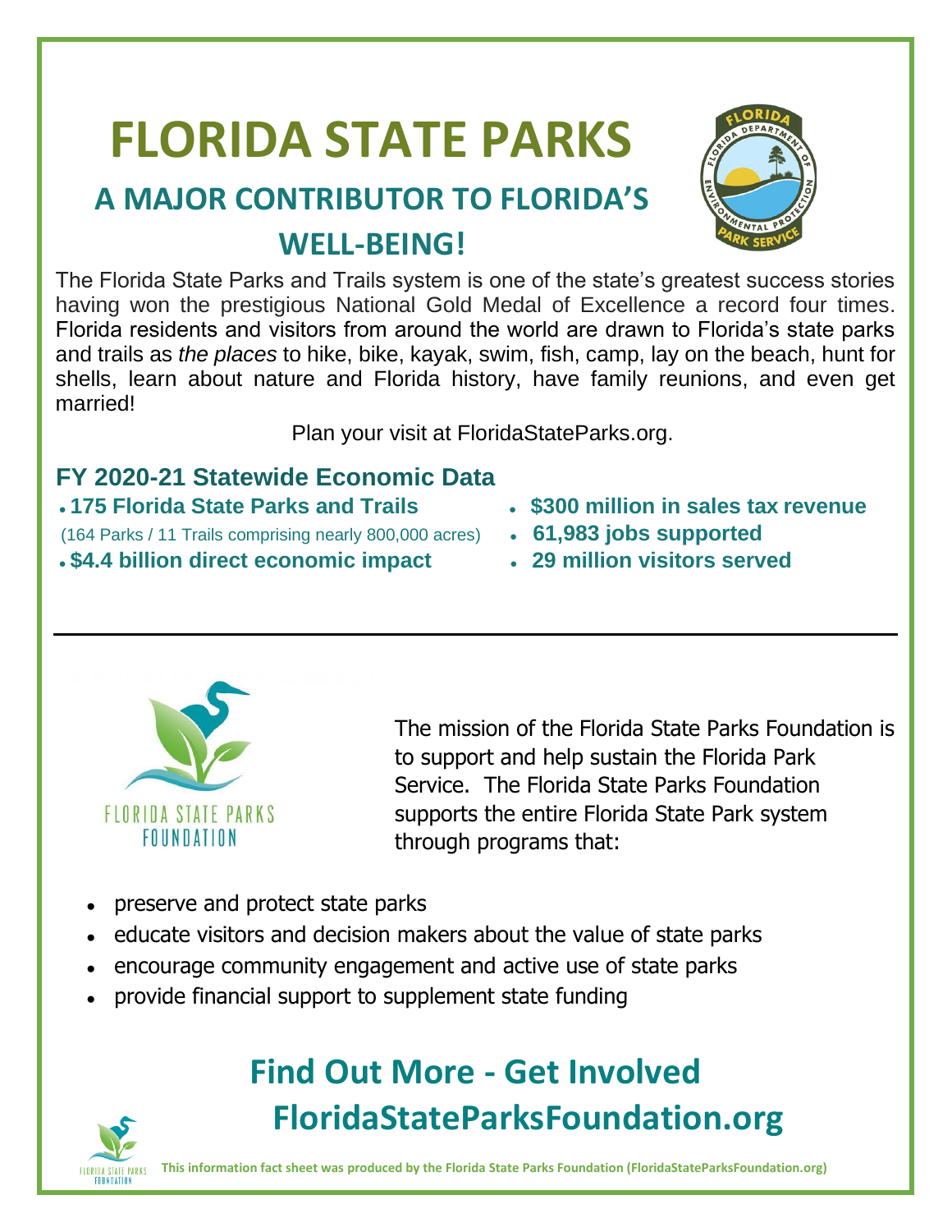# FLORIDA STATE PARKS

## A MAJOR CONTRIBUTOR TO FLORIDA'S WELL-BEING!

The Florida State Parks and Trails system is one of the state's greatest success stories having won the prestigious National Gold Medal of Excellence a record four times. Florida residents and visitors from around the world are drawn to Florida's state parks and trails as *the places* to hike, bike, kayak, swim, fish, camp, lay on the beach, hunt for shells, learn about nature and Florida history, have family reunions, and even get married!

Plan your visit at FloridaStateParks.org.

### FY 2020-21 Statewide Economic Data

- **175 Florida State Parks and Trails**
  (164 Parks / 11 Trails comprising nearly 800,000 acres)
- **$4.4 billion direct economic impact**
- **$300 million in sales tax revenue**
- **61,983 jobs supported**
- **29 million visitors served**

---

FLORIDA STATE PARKS FOUNDATION

The mission of the Florida State Parks Foundation is to support and help sustain the Florida Park Service. The Florida State Parks Foundation supports the entire Florida State Park system through programs that:

- preserve and protect state parks
- educate visitors and decision makers about the value of state parks
- encourage community engagement and active use of state parks
- provide financial support to supplement state funding

## Find Out More - Get Involved FloridaStateParksFoundation.org

**This information fact sheet was produced by the Florida State Parks Foundation (FloridaStateParksFoundation.org)**